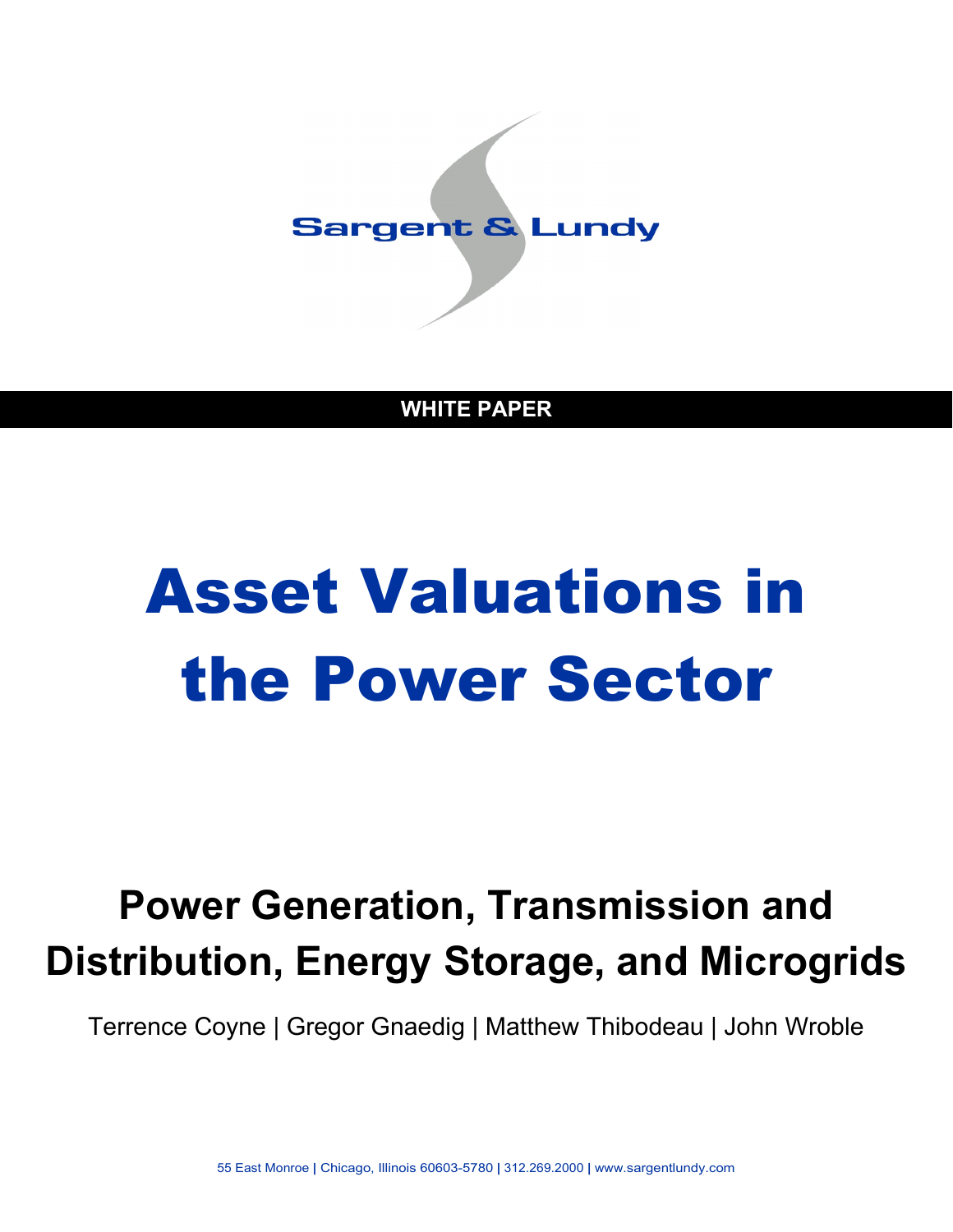Sargent & Lundy

**WHITE PAPER**

# Asset Valuations in the Power Sector

## Power Generation, Transmission and Distribution, Energy Storage, and Microgrids

Terrence Coyne | Gregor Gnaedig | Matthew Thibodeau | John Wroble

55 East Monroe | Chicago, Illinois 60603-5780 | 312.269.2000 | www.sargentlundy.com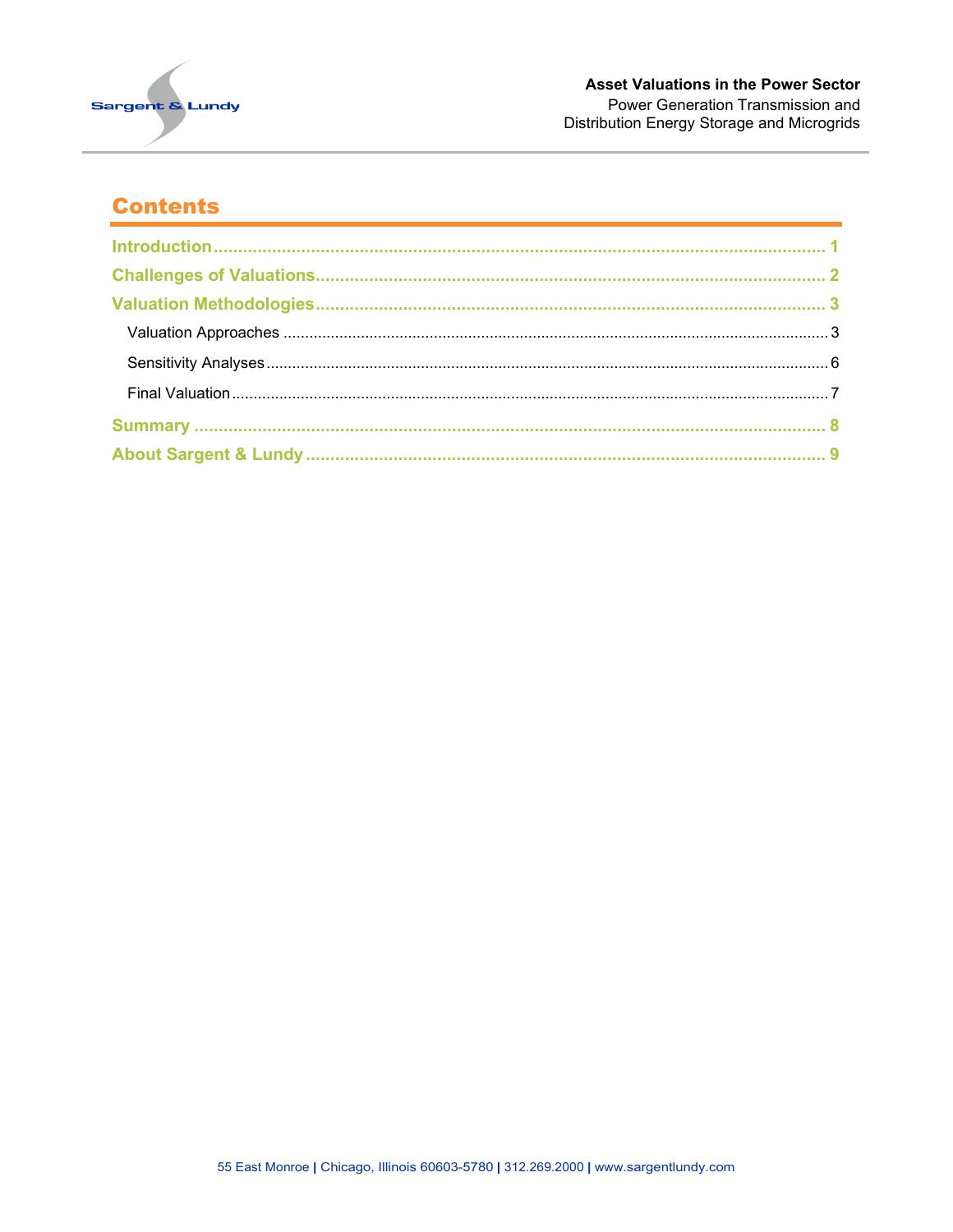# Contents

Introduction .................................................................................................................. 1

Challenges of Valuations ................................................................................................ 2

Valuation Methodologies ............................................................................................... 3

- Valuation Approaches ................................................................................................. 3
- Sensitivity Analyses ..................................................................................................... 6
- Final Valuation ............................................................................................................ 7

Summary ......................................................................................................................... 8

About Sargent & Lundy .................................................................................................. 9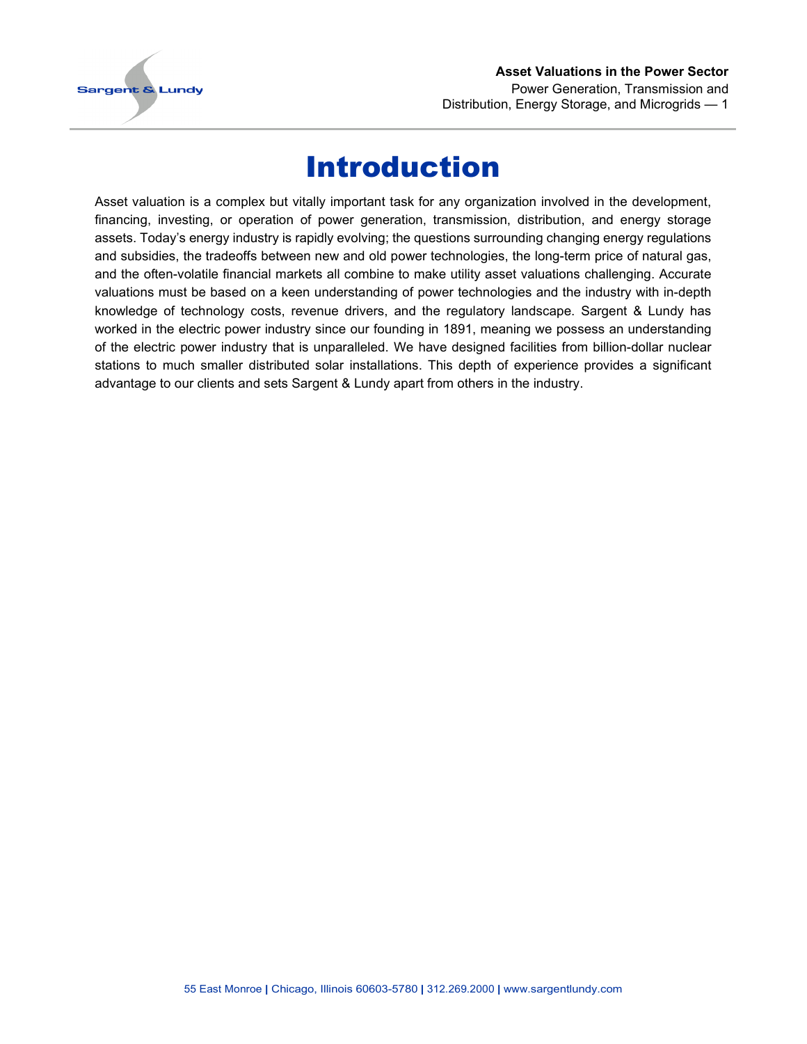# Introduction

Asset valuation is a complex but vitally important task for any organization involved in the development, financing, investing, or operation of power generation, transmission, distribution, and energy storage assets. Today's energy industry is rapidly evolving; the questions surrounding changing energy regulations and subsidies, the tradeoffs between new and old power technologies, the long-term price of natural gas, and the often-volatile financial markets all combine to make utility asset valuations challenging. Accurate valuations must be based on a keen understanding of power technologies and the industry with in-depth knowledge of technology costs, revenue drivers, and the regulatory landscape. Sargent & Lundy has worked in the electric power industry since our founding in 1891, meaning we possess an understanding of the electric power industry that is unparalleled. We have designed facilities from billion-dollar nuclear stations to much smaller distributed solar installations. This depth of experience provides a significant advantage to our clients and sets Sargent & Lundy apart from others in the industry.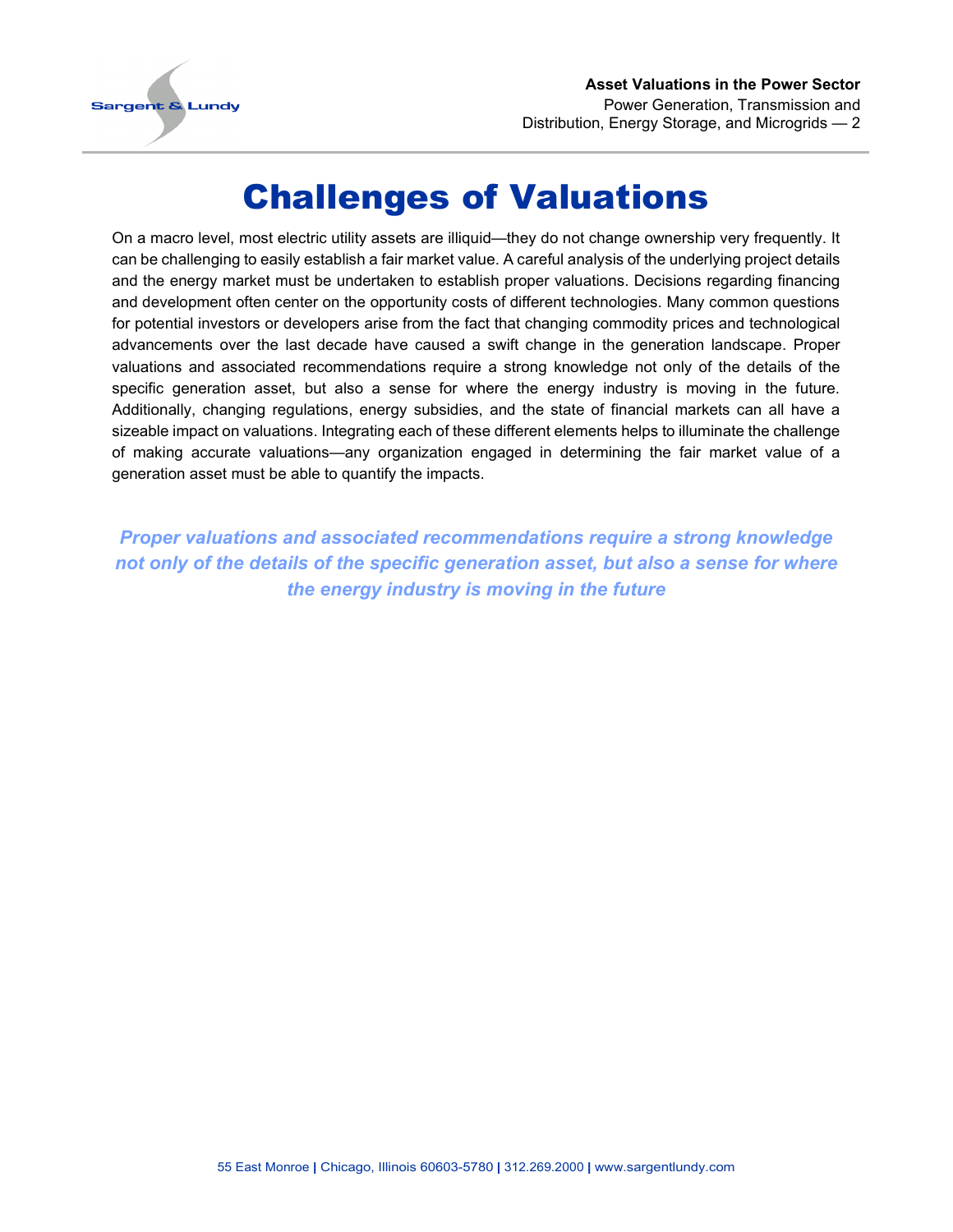# Challenges of Valuations

On a macro level, most electric utility assets are illiquid—they do not change ownership very frequently. It can be challenging to easily establish a fair market value. A careful analysis of the underlying project details and the energy market must be undertaken to establish proper valuations. Decisions regarding financing and development often center on the opportunity costs of different technologies. Many common questions for potential investors or developers arise from the fact that changing commodity prices and technological advancements over the last decade have caused a swift change in the generation landscape. Proper valuations and associated recommendations require a strong knowledge not only of the details of the specific generation asset, but also a sense for where the energy industry is moving in the future. Additionally, changing regulations, energy subsidies, and the state of financial markets can all have a sizeable impact on valuations. Integrating each of these different elements helps to illuminate the challenge of making accurate valuations—any organization engaged in determining the fair market value of a generation asset must be able to quantify the impacts.

***Proper valuations and associated recommendations require a strong knowledge not only of the details of the specific generation asset, but also a sense for where the energy industry is moving in the future***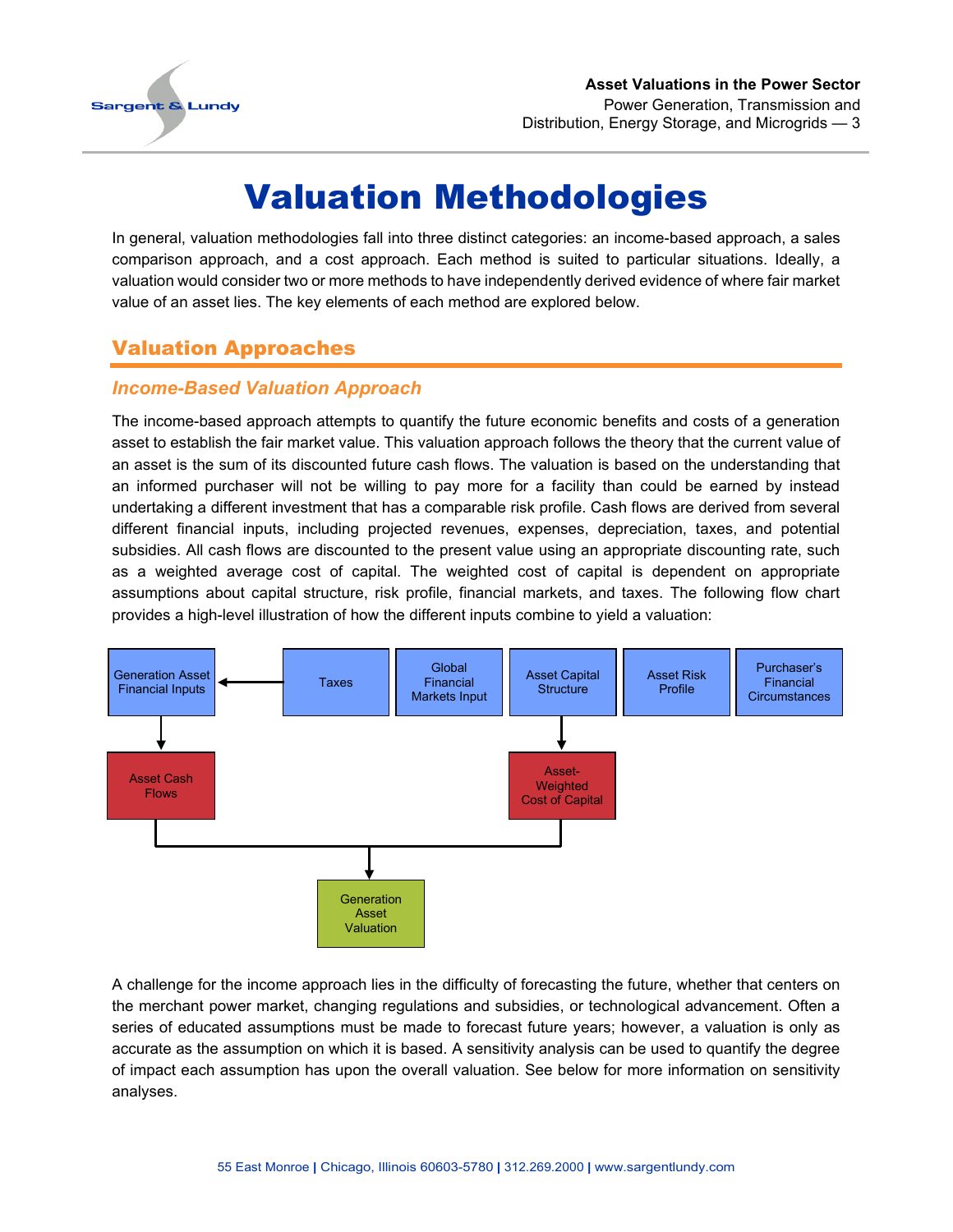# Valuation Methodologies

In general, valuation methodologies fall into three distinct categories: an income-based approach, a sales comparison approach, and a cost approach. Each method is suited to particular situations. Ideally, a valuation would consider two or more methods to have independently derived evidence of where fair market value of an asset lies. The key elements of each method are explored below.

## Valuation Approaches

### *Income-Based Valuation Approach*

The income-based approach attempts to quantify the future economic benefits and costs of a generation asset to establish the fair market value. This valuation approach follows the theory that the current value of an asset is the sum of its discounted future cash flows. The valuation is based on the understanding that an informed purchaser will not be willing to pay more for a facility than could be earned by instead undertaking a different investment that has a comparable risk profile. Cash flows are derived from several different financial inputs, including projected revenues, expenses, depreciation, taxes, and potential subsidies. All cash flows are discounted to the present value using an appropriate discounting rate, such as a weighted average cost of capital. The weighted cost of capital is dependent on appropriate assumptions about capital structure, risk profile, financial markets, and taxes. The following flow chart provides a high-level illustration of how the different inputs combine to yield a valuation:

Generation Asset Financial Inputs ← Taxes | Global Financial Markets Input | Asset Capital Structure | Asset Risk Profile | Purchaser's Financial Circumstances

Generation Asset Financial Inputs → Asset Cash Flows

Asset Capital Structure → Asset-Weighted Cost of Capital

Asset Cash Flows + Asset-Weighted Cost of Capital → Generation Asset Valuation

A challenge for the income approach lies in the difficulty of forecasting the future, whether that centers on the merchant power market, changing regulations and subsidies, or technological advancement. Often a series of educated assumptions must be made to forecast future years; however, a valuation is only as accurate as the assumption on which it is based. A sensitivity analysis can be used to quantify the degree of impact each assumption has upon the overall valuation. See below for more information on sensitivity analyses.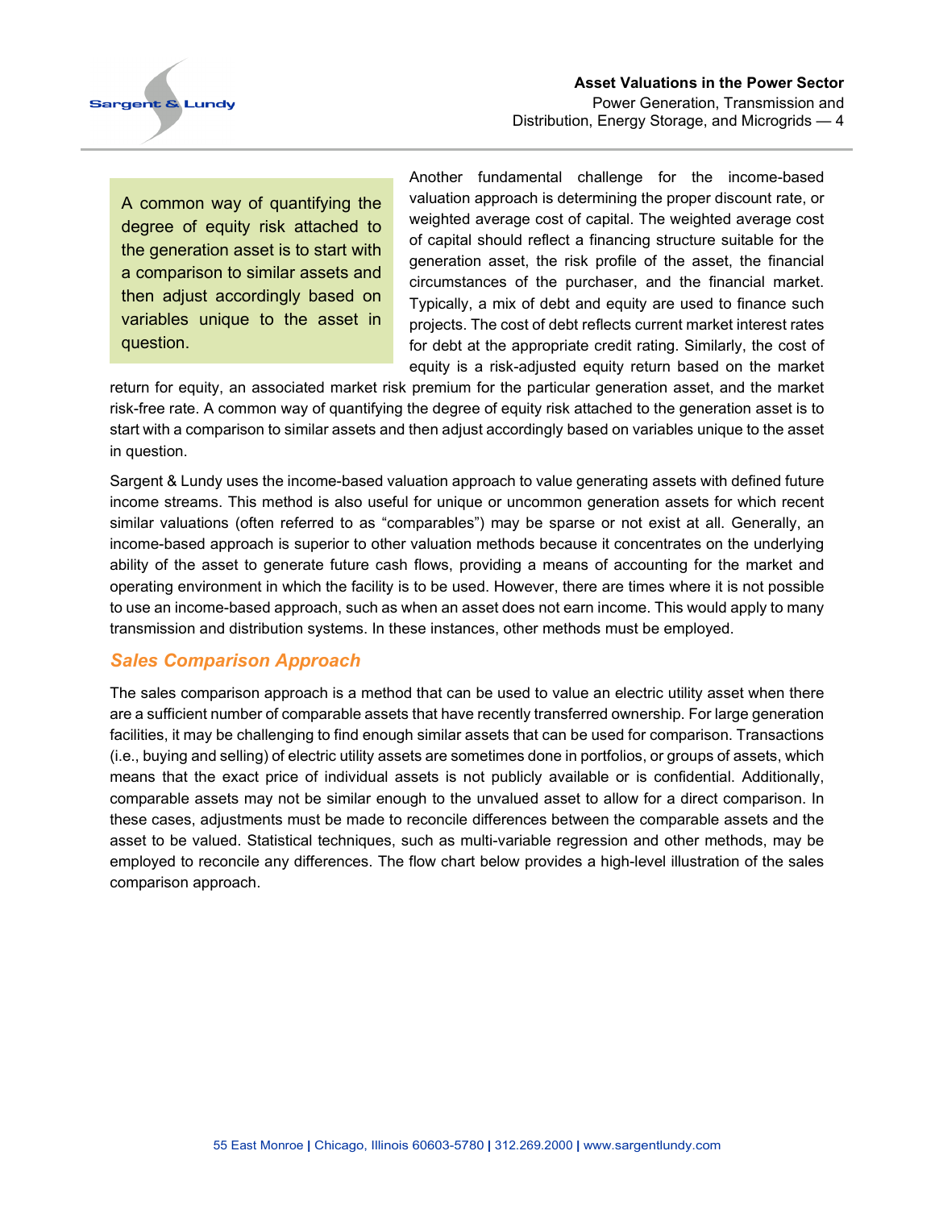> A common way of quantifying the degree of equity risk attached to the generation asset is to start with a comparison to similar assets and then adjust accordingly based on variables unique to the asset in question.

Another fundamental challenge for the income-based valuation approach is determining the proper discount rate, or weighted average cost of capital. The weighted average cost of capital should reflect a financing structure suitable for the generation asset, the risk profile of the asset, the financial circumstances of the purchaser, and the financial market. Typically, a mix of debt and equity are used to finance such projects. The cost of debt reflects current market interest rates for debt at the appropriate credit rating. Similarly, the cost of equity is a risk-adjusted equity return based on the market return for equity, an associated market risk premium for the particular generation asset, and the market risk-free rate. A common way of quantifying the degree of equity risk attached to the generation asset is to start with a comparison to similar assets and then adjust accordingly based on variables unique to the asset in question.

Sargent & Lundy uses the income-based valuation approach to value generating assets with defined future income streams. This method is also useful for unique or uncommon generation assets for which recent similar valuations (often referred to as "comparables") may be sparse or not exist at all. Generally, an income-based approach is superior to other valuation methods because it concentrates on the underlying ability of the asset to generate future cash flows, providing a means of accounting for the market and operating environment in which the facility is to be used. However, there are times where it is not possible to use an income-based approach, such as when an asset does not earn income. This would apply to many transmission and distribution systems. In these instances, other methods must be employed.

### *Sales Comparison Approach*

The sales comparison approach is a method that can be used to value an electric utility asset when there are a sufficient number of comparable assets that have recently transferred ownership. For large generation facilities, it may be challenging to find enough similar assets that can be used for comparison. Transactions (i.e., buying and selling) of electric utility assets are sometimes done in portfolios, or groups of assets, which means that the exact price of individual assets is not publicly available or is confidential. Additionally, comparable assets may not be similar enough to the unvalued asset to allow for a direct comparison. In these cases, adjustments must be made to reconcile differences between the comparable assets and the asset to be valued. Statistical techniques, such as multi-variable regression and other methods, may be employed to reconcile any differences. The flow chart below provides a high-level illustration of the sales comparison approach.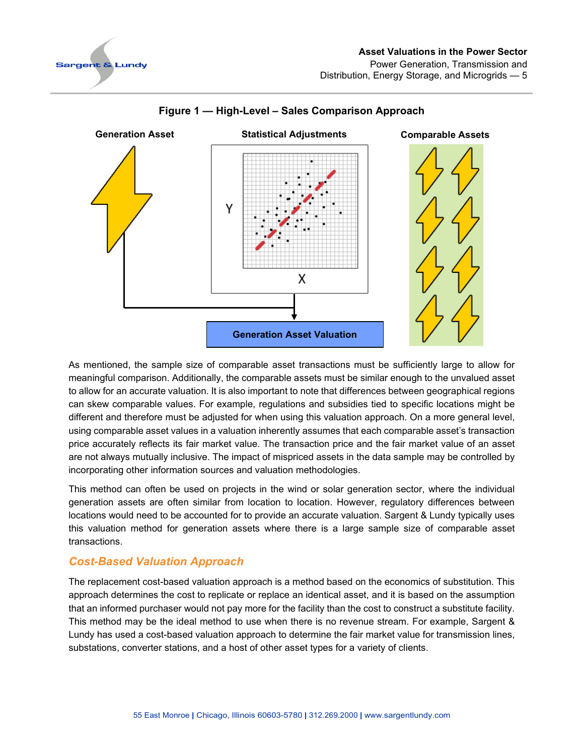**Figure 1 — High-Level – Sales Comparison Approach**

Generation Asset | Statistical Adjustments | Comparable Assets

Generation Asset Valuation

As mentioned, the sample size of comparable asset transactions must be sufficiently large to allow for meaningful comparison. Additionally, the comparable assets must be similar enough to the unvalued asset to allow for an accurate valuation. It is also important to note that differences between geographical regions can skew comparable values. For example, regulations and subsidies tied to specific locations might be different and therefore must be adjusted for when using this valuation approach. On a more general level, using comparable asset values in a valuation inherently assumes that each comparable asset's transaction price accurately reflects its fair market value. The transaction price and the fair market value of an asset are not always mutually inclusive. The impact of mispriced assets in the data sample may be controlled by incorporating other information sources and valuation methodologies.

This method can often be used on projects in the wind or solar generation sector, where the individual generation assets are often similar from location to location. However, regulatory differences between locations would need to be accounted for to provide an accurate valuation. Sargent & Lundy typically uses this valuation method for generation assets where there is a large sample size of comparable asset transactions.

## *Cost-Based Valuation Approach*

The replacement cost-based valuation approach is a method based on the economics of substitution. This approach determines the cost to replicate or replace an identical asset, and it is based on the assumption that an informed purchaser would not pay more for the facility than the cost to construct a substitute facility. This method may be the ideal method to use when there is no revenue stream. For example, Sargent & Lundy has used a cost-based valuation approach to determine the fair market value for transmission lines, substations, converter stations, and a host of other asset types for a variety of clients.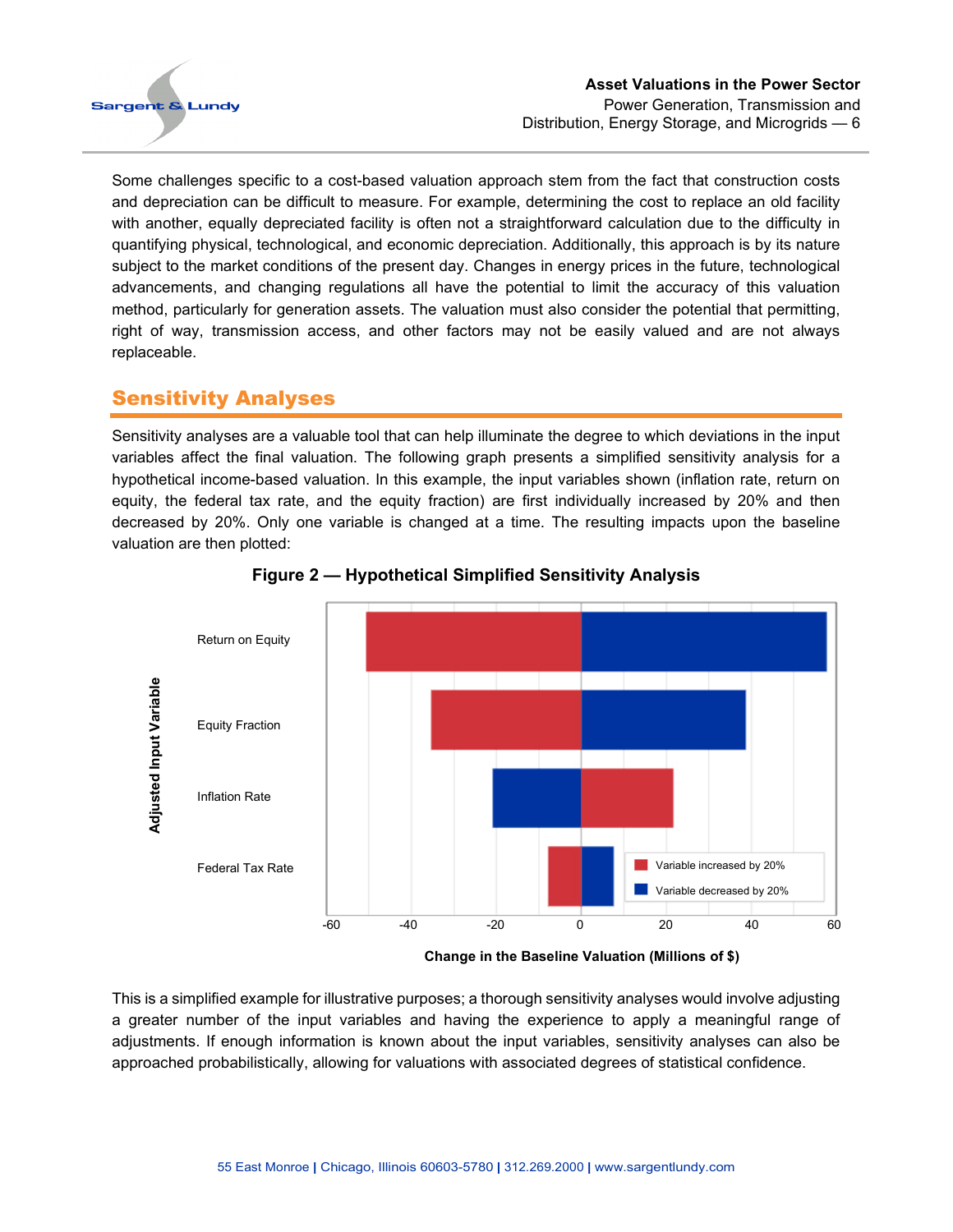Some challenges specific to a cost-based valuation approach stem from the fact that construction costs and depreciation can be difficult to measure. For example, determining the cost to replace an old facility with another, equally depreciated facility is often not a straightforward calculation due to the difficulty in quantifying physical, technological, and economic depreciation. Additionally, this approach is by its nature subject to the market conditions of the present day. Changes in energy prices in the future, technological advancements, and changing regulations all have the potential to limit the accuracy of this valuation method, particularly for generation assets. The valuation must also consider the potential that permitting, right of way, transmission access, and other factors may not be easily valued and are not always replaceable.

## Sensitivity Analyses

Sensitivity analyses are a valuable tool that can help illuminate the degree to which deviations in the input variables affect the final valuation. The following graph presents a simplified sensitivity analysis for a hypothetical income-based valuation. In this example, the input variables shown (inflation rate, return on equity, the federal tax rate, and the equity fraction) are first individually increased by 20% and then decreased by 20%. Only one variable is changed at a time. The resulting impacts upon the baseline valuation are then plotted:

**Figure 2 — Hypothetical Simplified Sensitivity Analysis**

This is a simplified example for illustrative purposes; a thorough sensitivity analyses would involve adjusting a greater number of the input variables and having the experience to apply a meaningful range of adjustments. If enough information is known about the input variables, sensitivity analyses can also be approached probabilistically, allowing for valuations with associated degrees of statistical confidence.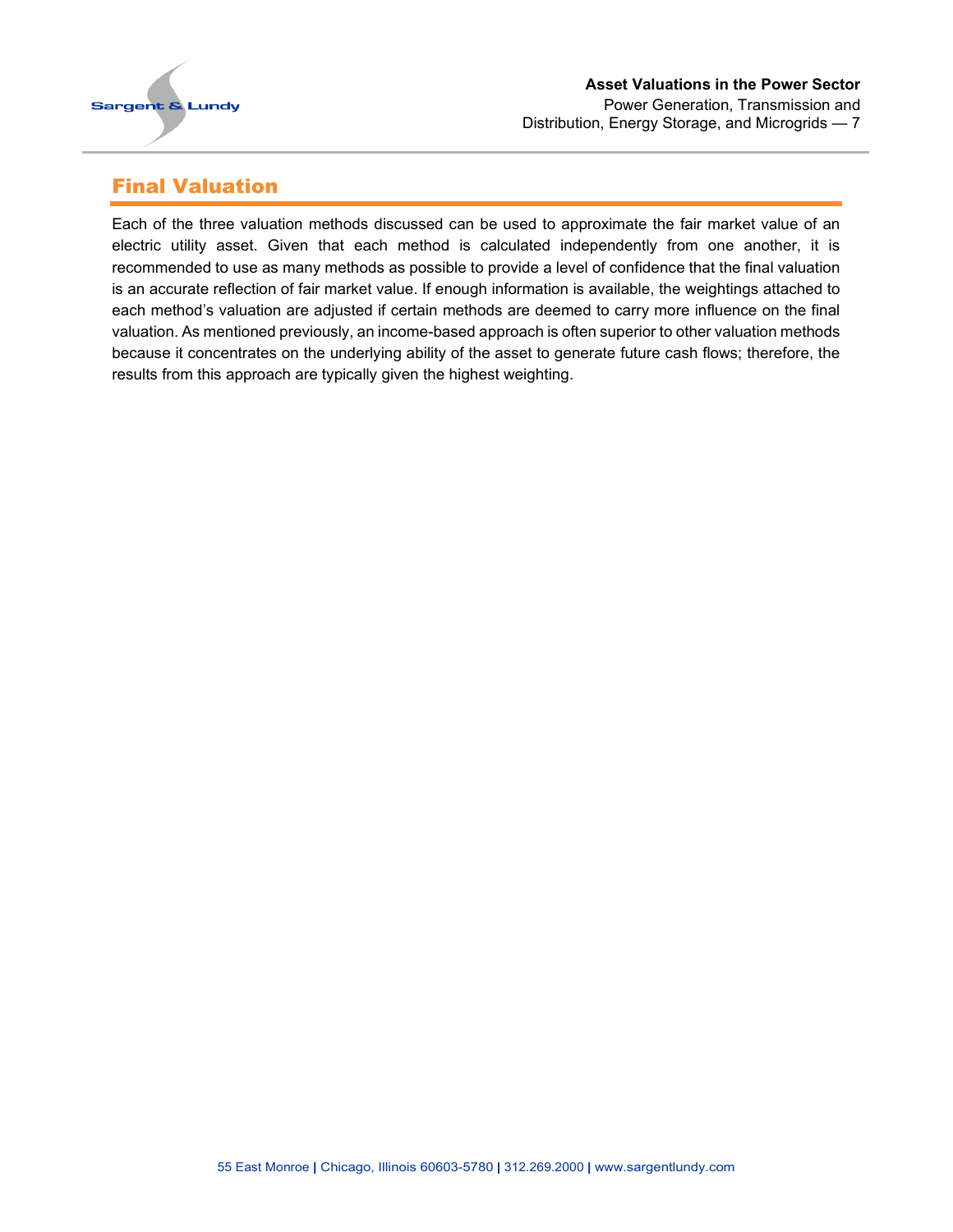## Final Valuation

Each of the three valuation methods discussed can be used to approximate the fair market value of an electric utility asset. Given that each method is calculated independently from one another, it is recommended to use as many methods as possible to provide a level of confidence that the final valuation is an accurate reflection of fair market value. If enough information is available, the weightings attached to each method's valuation are adjusted if certain methods are deemed to carry more influence on the final valuation. As mentioned previously, an income-based approach is often superior to other valuation methods because it concentrates on the underlying ability of the asset to generate future cash flows; therefore, the results from this approach are typically given the highest weighting.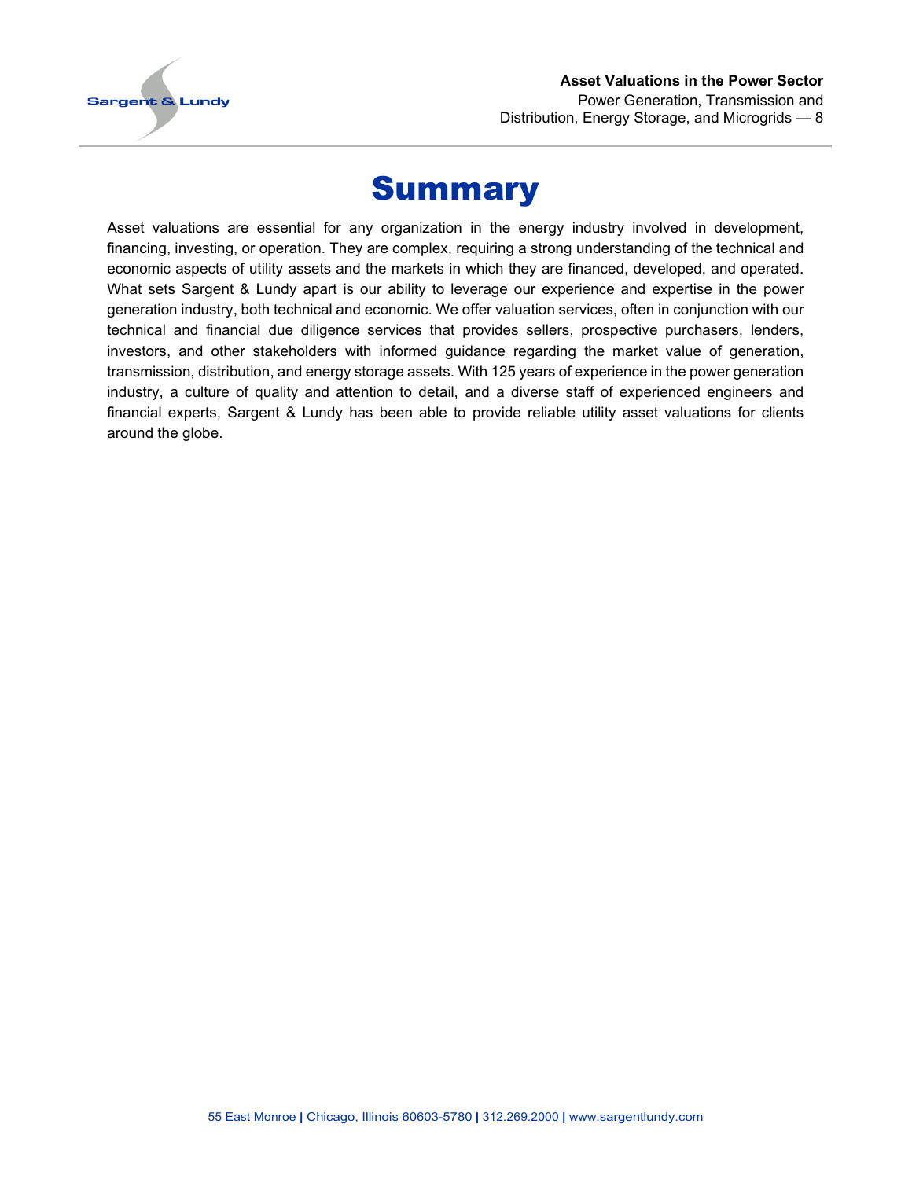# Summary

Asset valuations are essential for any organization in the energy industry involved in development, financing, investing, or operation. They are complex, requiring a strong understanding of the technical and economic aspects of utility assets and the markets in which they are financed, developed, and operated. What sets Sargent & Lundy apart is our ability to leverage our experience and expertise in the power generation industry, both technical and economic. We offer valuation services, often in conjunction with our technical and financial due diligence services that provides sellers, prospective purchasers, lenders, investors, and other stakeholders with informed guidance regarding the market value of generation, transmission, distribution, and energy storage assets. With 125 years of experience in the power generation industry, a culture of quality and attention to detail, and a diverse staff of experienced engineers and financial experts, Sargent & Lundy has been able to provide reliable utility asset valuations for clients around the globe.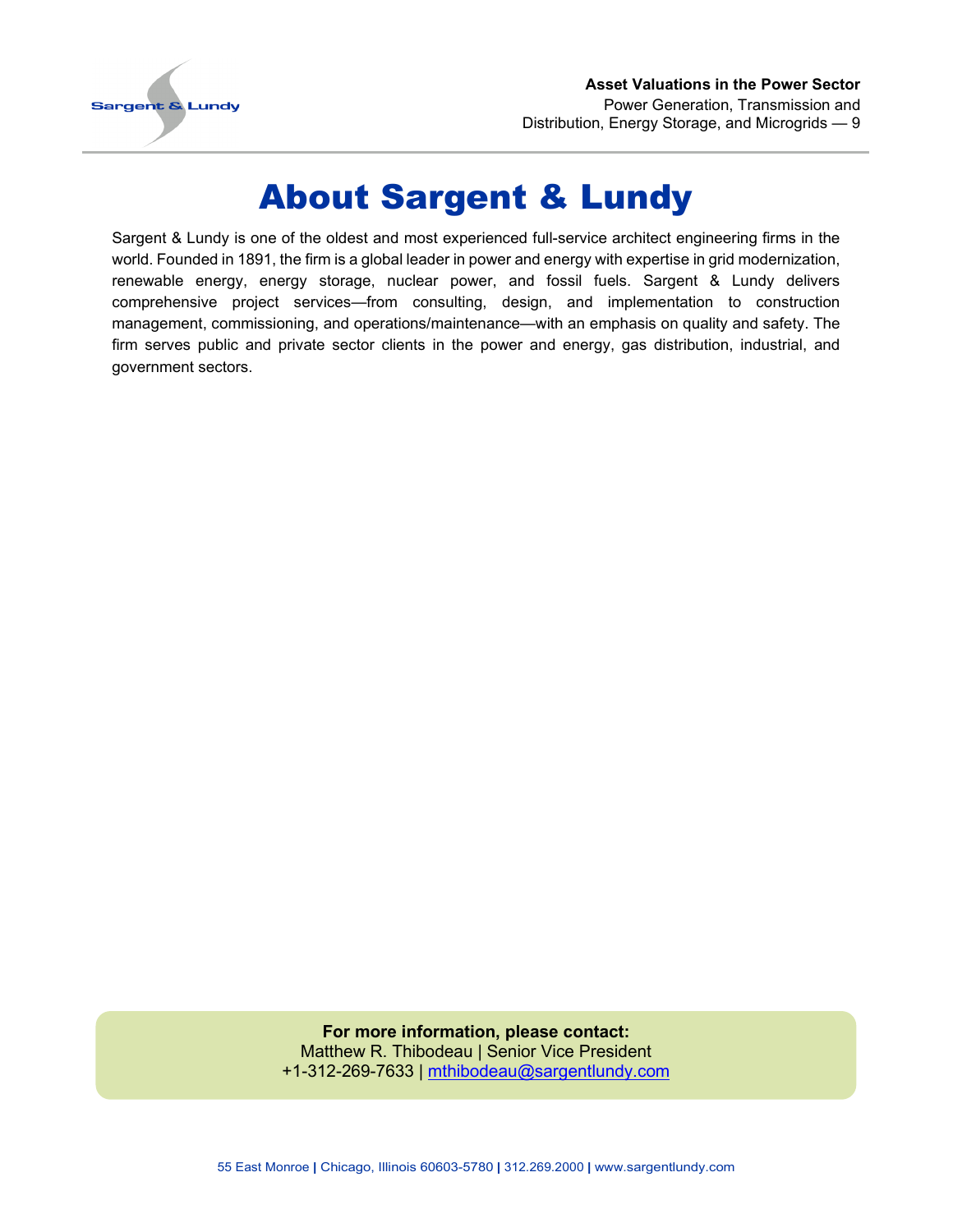# About Sargent & Lundy

Sargent & Lundy is one of the oldest and most experienced full-service architect engineering firms in the world. Founded in 1891, the firm is a global leader in power and energy with expertise in grid modernization, renewable energy, energy storage, nuclear power, and fossil fuels. Sargent & Lundy delivers comprehensive project services—from consulting, design, and implementation to construction management, commissioning, and operations/maintenance—with an emphasis on quality and safety. The firm serves public and private sector clients in the power and energy, gas distribution, industrial, and government sectors.

**For more information, please contact:**
Matthew R. Thibodeau | Senior Vice President
+1-312-269-7633 | mthibodeau@sargentlundy.com

55 East Monroe | Chicago, Illinois 60603-5780 | 312.269.2000 | www.sargentlundy.com